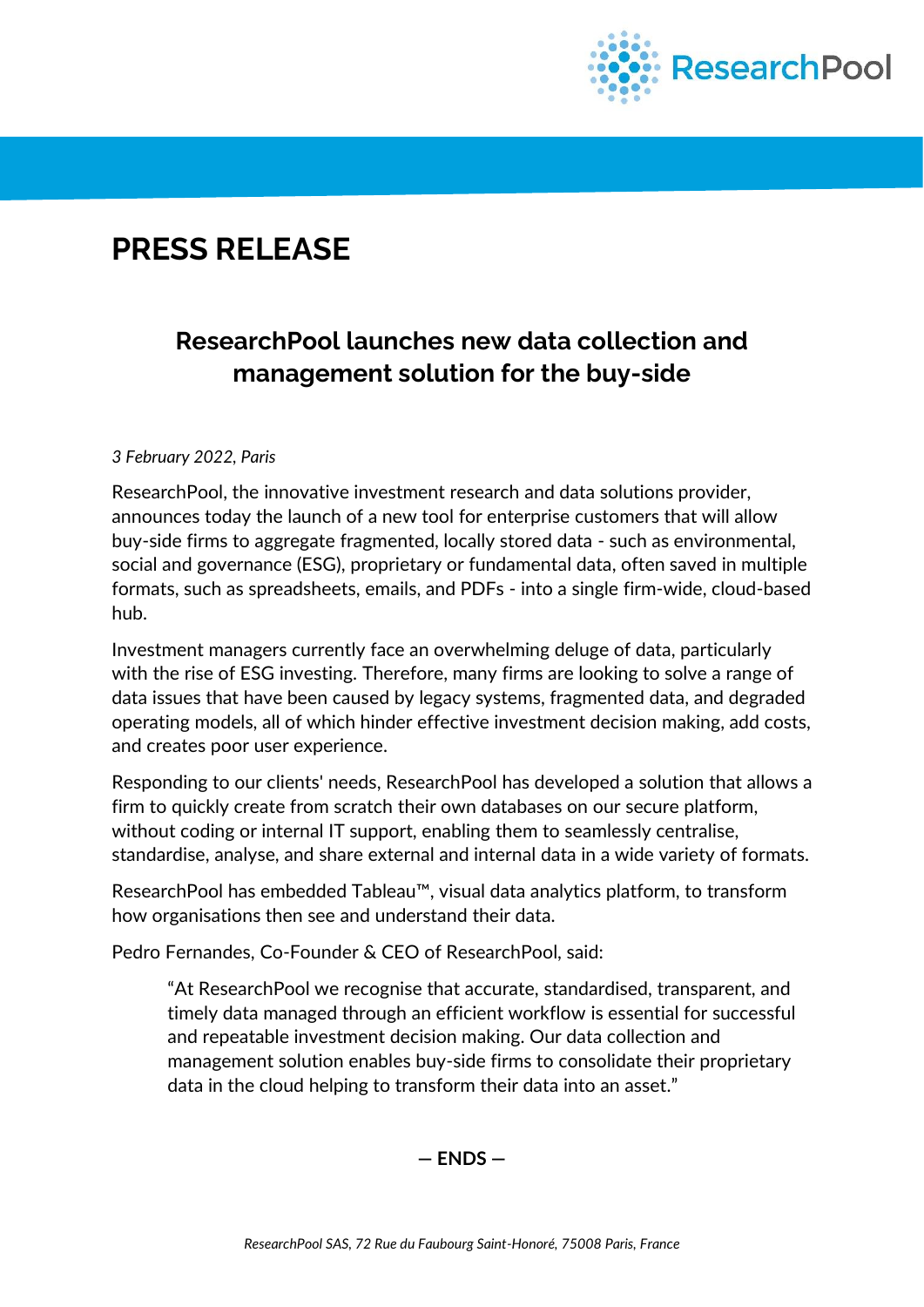# PRESS RELEASE

## ResearchPool launches new data collection and management solution for the buy-side

*3 February 2022, Paris*

ResearchPool, the innovative investment research and data solutions provider, announces today the launch of a new tool for enterprise customers that will allow buy-side firms to aggregate fragmented, locally stored data - such as environmental, social and governance (ESG), proprietary or fundamental data, often saved in multiple formats, such as spreadsheets, emails, and PDFs - into a single firm-wide, cloud-based hub.

Investment managers currently face an overwhelming deluge of data, particularly with the rise of ESG investing. Therefore, many firms are looking to solve a range of data issues that have been caused by legacy systems, fragmented data, and degraded operating models, all of which hinder effective investment decision making, add costs, and creates poor user experience.

Responding to our clients' needs, ResearchPool has developed a solution that allows a firm to quickly create from scratch their own databases on our secure platform, without coding or internal IT support, enabling them to seamlessly centralise, standardise, analyse, and share external and internal data in a wide variety of formats.

ResearchPool has embedded Tableau™, visual data analytics platform, to transform how organisations then see and understand their data.

Pedro Fernandes, Co-Founder & CEO of ResearchPool, said:

> "At ResearchPool we recognise that accurate, standardised, transparent, and timely data managed through an efficient workflow is essential for successful and repeatable investment decision making. Our data collection and management solution enables buy-side firms to consolidate their proprietary data in the cloud helping to transform their data into an asset."

**— ENDS —**

*ResearchPool SAS, 72 Rue du Faubourg Saint-Honoré, 75008 Paris, France*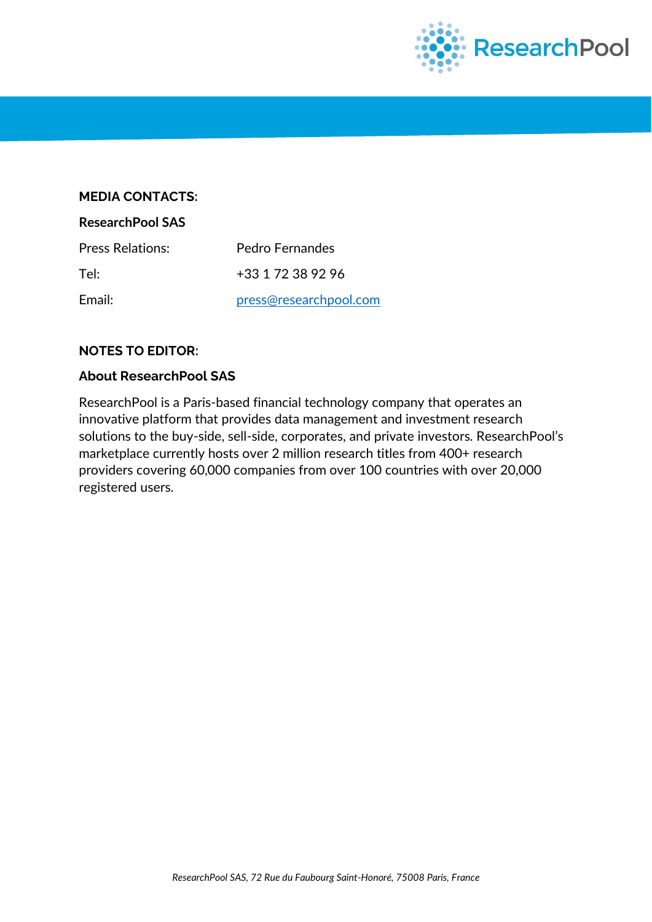**MEDIA CONTACTS**:

**ResearchPool SAS**

| | |
|---|---|
| Press Relations: | Pedro Fernandes |
| Tel: | +33 1 72 38 92 96 |
| Email: | press@researchpool.com |

**NOTES TO EDITOR:**

**About ResearchPool SAS**

ResearchPool is a Paris-based financial technology company that operates an innovative platform that provides data management and investment research solutions to the buy-side, sell-side, corporates, and private investors. ResearchPool's marketplace currently hosts over 2 million research titles from 400+ research providers covering 60,000 companies from over 100 countries with over 20,000 registered users.

*ResearchPool SAS, 72 Rue du Faubourg Saint-Honoré, 75008 Paris, France*